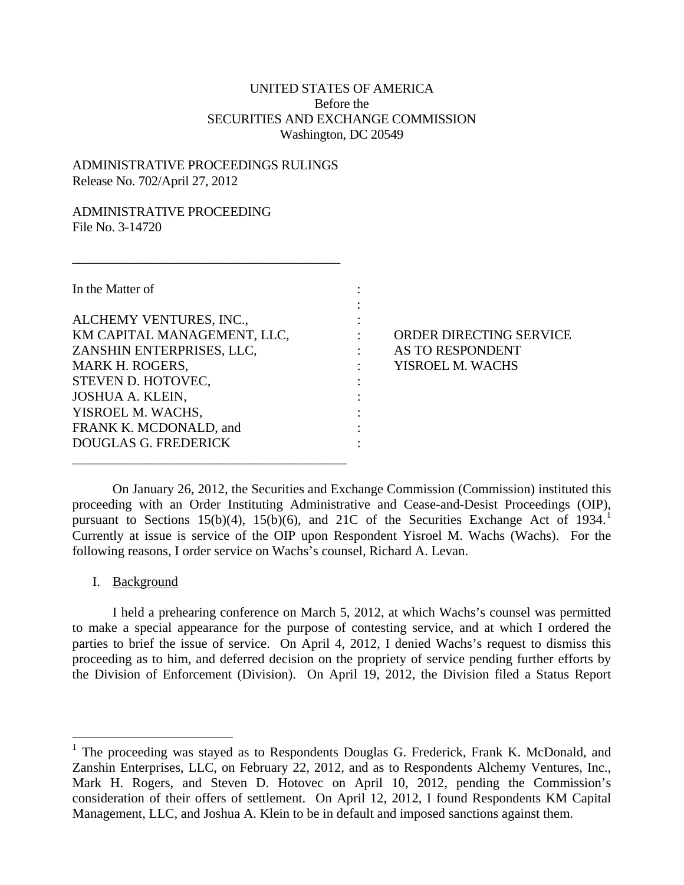UNITED STATES OF AMERICA
Before the
SECURITIES AND EXCHANGE COMMISSION
Washington, DC 20549

ADMINISTRATIVE PROCEEDINGS RULINGS
Release No. 702/April 27, 2012

ADMINISTRATIVE PROCEEDING
File No. 3-14720

---

In the Matter of

ALCHEMY VENTURES, INC.,
KM CAPITAL MANAGEMENT, LLC,
ZANSHIN ENTERPRISES, LLC,
MARK H. ROGERS,
STEVEN D. HOTOVEC,
JOSHUA A. KLEIN,
YISROEL M. WACHS,
FRANK K. MCDONALD, and
DOUGLAS G. FREDERICK

---

ORDER DIRECTING SERVICE AS TO RESPONDENT YISROEL M. WACHS

On January 26, 2012, the Securities and Exchange Commission (Commission) instituted this proceeding with an Order Instituting Administrative and Cease-and-Desist Proceedings (OIP), pursuant to Sections 15(b)(4), 15(b)(6), and 21C of the Securities Exchange Act of 1934.[1] Currently at issue is service of the OIP upon Respondent Yisroel M. Wachs (Wachs). For the following reasons, I order service on Wachs's counsel, Richard A. Levan.

I. Background

I held a prehearing conference on March 5, 2012, at which Wachs's counsel was permitted to make a special appearance for the purpose of contesting service, and at which I ordered the parties to brief the issue of service. On April 4, 2012, I denied Wachs's request to dismiss this proceeding as to him, and deferred decision on the propriety of service pending further efforts by the Division of Enforcement (Division). On April 19, 2012, the Division filed a Status Report

[1] The proceeding was stayed as to Respondents Douglas G. Frederick, Frank K. McDonald, and Zanshin Enterprises, LLC, on February 22, 2012, and as to Respondents Alchemy Ventures, Inc., Mark H. Rogers, and Steven D. Hotovec on April 10, 2012, pending the Commission's consideration of their offers of settlement. On April 12, 2012, I found Respondents KM Capital Management, LLC, and Joshua A. Klein to be in default and imposed sanctions against them.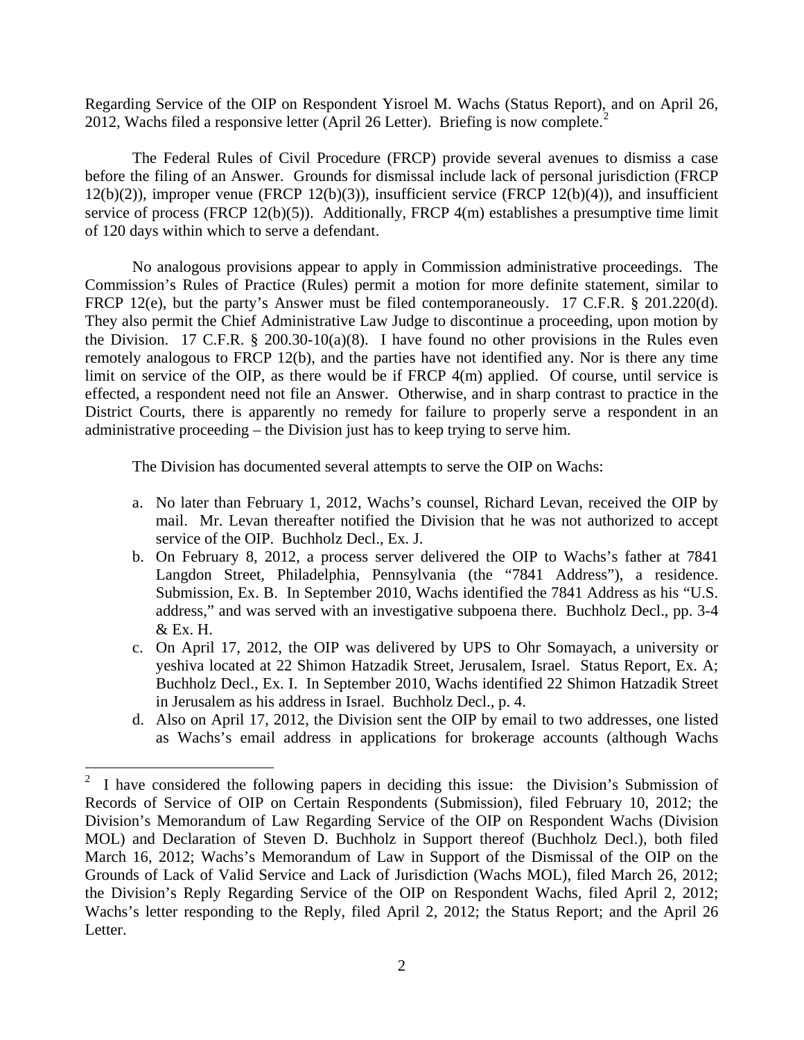Regarding Service of the OIP on Respondent Yisroel M. Wachs (Status Report), and on April 26, 2012, Wachs filed a responsive letter (April 26 Letter). Briefing is now complete.[2]

The Federal Rules of Civil Procedure (FRCP) provide several avenues to dismiss a case before the filing of an Answer. Grounds for dismissal include lack of personal jurisdiction (FRCP 12(b)(2)), improper venue (FRCP 12(b)(3)), insufficient service (FRCP 12(b)(4)), and insufficient service of process (FRCP 12(b)(5)). Additionally, FRCP 4(m) establishes a presumptive time limit of 120 days within which to serve a defendant.

No analogous provisions appear to apply in Commission administrative proceedings. The Commission's Rules of Practice (Rules) permit a motion for more definite statement, similar to FRCP 12(e), but the party's Answer must be filed contemporaneously. 17 C.F.R. § 201.220(d). They also permit the Chief Administrative Law Judge to discontinue a proceeding, upon motion by the Division. 17 C.F.R. § 200.30-10(a)(8). I have found no other provisions in the Rules even remotely analogous to FRCP 12(b), and the parties have not identified any. Nor is there any time limit on service of the OIP, as there would be if FRCP 4(m) applied. Of course, until service is effected, a respondent need not file an Answer. Otherwise, and in sharp contrast to practice in the District Courts, there is apparently no remedy for failure to properly serve a respondent in an administrative proceeding – the Division just has to keep trying to serve him.

The Division has documented several attempts to serve the OIP on Wachs:

a. No later than February 1, 2012, Wachs's counsel, Richard Levan, received the OIP by mail. Mr. Levan thereafter notified the Division that he was not authorized to accept service of the OIP. Buchholz Decl., Ex. J.

b. On February 8, 2012, a process server delivered the OIP to Wachs's father at 7841 Langdon Street, Philadelphia, Pennsylvania (the "7841 Address"), a residence. Submission, Ex. B. In September 2010, Wachs identified the 7841 Address as his "U.S. address," and was served with an investigative subpoena there. Buchholz Decl., pp. 3-4 & Ex. H.

c. On April 17, 2012, the OIP was delivered by UPS to Ohr Somayach, a university or yeshiva located at 22 Shimon Hatzadik Street, Jerusalem, Israel. Status Report, Ex. A; Buchholz Decl., Ex. I. In September 2010, Wachs identified 22 Shimon Hatzadik Street in Jerusalem as his address in Israel. Buchholz Decl., p. 4.

d. Also on April 17, 2012, the Division sent the OIP by email to two addresses, one listed as Wachs's email address in applications for brokerage accounts (although Wachs

---

[2] I have considered the following papers in deciding this issue: the Division's Submission of Records of Service of OIP on Certain Respondents (Submission), filed February 10, 2012; the Division's Memorandum of Law Regarding Service of the OIP on Respondent Wachs (Division MOL) and Declaration of Steven D. Buchholz in Support thereof (Buchholz Decl.), both filed March 16, 2012; Wachs's Memorandum of Law in Support of the Dismissal of the OIP on the Grounds of Lack of Valid Service and Lack of Jurisdiction (Wachs MOL), filed March 26, 2012; the Division's Reply Regarding Service of the OIP on Respondent Wachs, filed April 2, 2012; Wachs's letter responding to the Reply, filed April 2, 2012; the Status Report; and the April 26 Letter.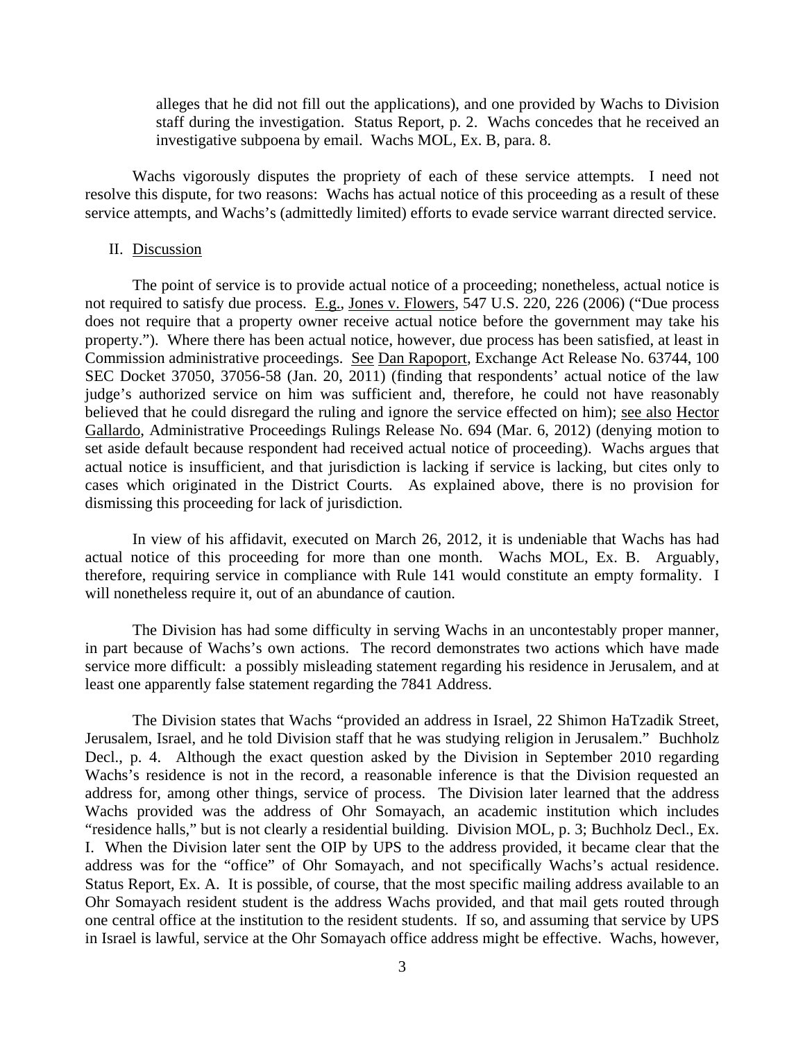alleges that he did not fill out the applications), and one provided by Wachs to Division staff during the investigation. Status Report, p. 2. Wachs concedes that he received an investigative subpoena by email. Wachs MOL, Ex. B, para. 8.

Wachs vigorously disputes the propriety of each of these service attempts. I need not resolve this dispute, for two reasons: Wachs has actual notice of this proceeding as a result of these service attempts, and Wachs's (admittedly limited) efforts to evade service warrant directed service.

## II. Discussion

The point of service is to provide actual notice of a proceeding; nonetheless, actual notice is not required to satisfy due process. E.g., Jones v. Flowers, 547 U.S. 220, 226 (2006) ("Due process does not require that a property owner receive actual notice before the government may take his property."). Where there has been actual notice, however, due process has been satisfied, at least in Commission administrative proceedings. See Dan Rapoport, Exchange Act Release No. 63744, 100 SEC Docket 37050, 37056-58 (Jan. 20, 2011) (finding that respondents' actual notice of the law judge's authorized service on him was sufficient and, therefore, he could not have reasonably believed that he could disregard the ruling and ignore the service effected on him); see also Hector Gallardo, Administrative Proceedings Rulings Release No. 694 (Mar. 6, 2012) (denying motion to set aside default because respondent had received actual notice of proceeding). Wachs argues that actual notice is insufficient, and that jurisdiction is lacking if service is lacking, but cites only to cases which originated in the District Courts. As explained above, there is no provision for dismissing this proceeding for lack of jurisdiction.

In view of his affidavit, executed on March 26, 2012, it is undeniable that Wachs has had actual notice of this proceeding for more than one month. Wachs MOL, Ex. B. Arguably, therefore, requiring service in compliance with Rule 141 would constitute an empty formality. I will nonetheless require it, out of an abundance of caution.

The Division has had some difficulty in serving Wachs in an uncontestably proper manner, in part because of Wachs's own actions. The record demonstrates two actions which have made service more difficult: a possibly misleading statement regarding his residence in Jerusalem, and at least one apparently false statement regarding the 7841 Address.

The Division states that Wachs "provided an address in Israel, 22 Shimon HaTzadik Street, Jerusalem, Israel, and he told Division staff that he was studying religion in Jerusalem." Buchholz Decl., p. 4. Although the exact question asked by the Division in September 2010 regarding Wachs's residence is not in the record, a reasonable inference is that the Division requested an address for, among other things, service of process. The Division later learned that the address Wachs provided was the address of Ohr Somayach, an academic institution which includes "residence halls," but is not clearly a residential building. Division MOL, p. 3; Buchholz Decl., Ex. I. When the Division later sent the OIP by UPS to the address provided, it became clear that the address was for the "office" of Ohr Somayach, and not specifically Wachs's actual residence. Status Report, Ex. A. It is possible, of course, that the most specific mailing address available to an Ohr Somayach resident student is the address Wachs provided, and that mail gets routed through one central office at the institution to the resident students. If so, and assuming that service by UPS in Israel is lawful, service at the Ohr Somayach office address might be effective. Wachs, however,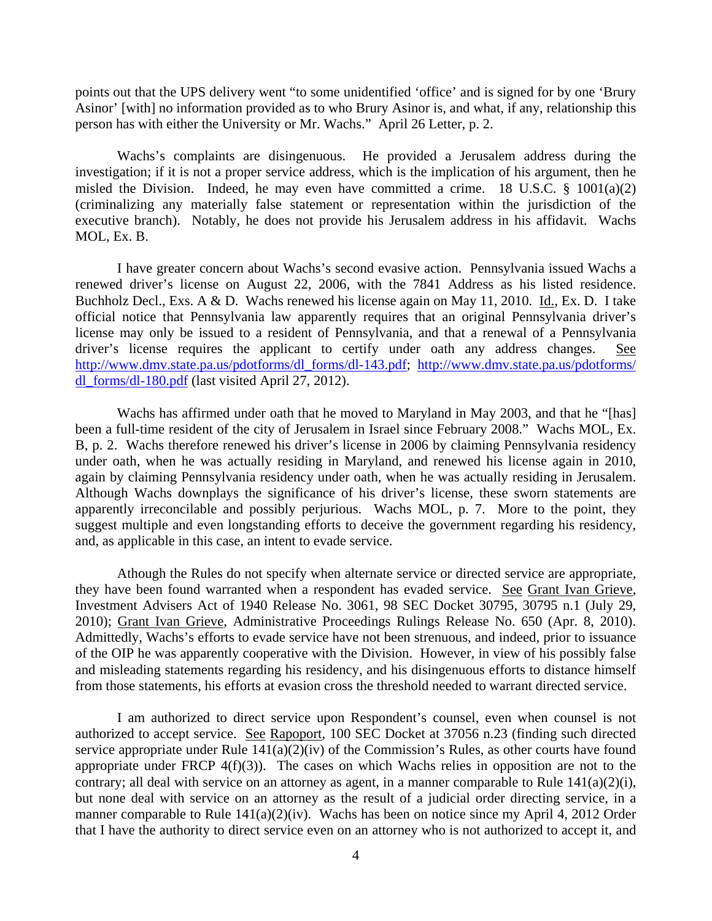points out that the UPS delivery went "to some unidentified 'office' and is signed for by one 'Brury Asinor' [with] no information provided as to who Brury Asinor is, and what, if any, relationship this person has with either the University or Mr. Wachs." April 26 Letter, p. 2.

Wachs's complaints are disingenuous. He provided a Jerusalem address during the investigation; if it is not a proper service address, which is the implication of his argument, then he misled the Division. Indeed, he may even have committed a crime. 18 U.S.C. § 1001(a)(2) (criminalizing any materially false statement or representation within the jurisdiction of the executive branch). Notably, he does not provide his Jerusalem address in his affidavit. Wachs MOL, Ex. B.

I have greater concern about Wachs's second evasive action. Pennsylvania issued Wachs a renewed driver's license on August 22, 2006, with the 7841 Address as his listed residence. Buchholz Decl., Exs. A & D. Wachs renewed his license again on May 11, 2010. Id., Ex. D. I take official notice that Pennsylvania law apparently requires that an original Pennsylvania driver's license may only be issued to a resident of Pennsylvania, and that a renewal of a Pennsylvania driver's license requires the applicant to certify under oath any address changes. See http://www.dmv.state.pa.us/pdotforms/dl_forms/dl-143.pdf; http://www.dmv.state.pa.us/pdotforms/dl_forms/dl-180.pdf (last visited April 27, 2012).

Wachs has affirmed under oath that he moved to Maryland in May 2003, and that he "[has] been a full-time resident of the city of Jerusalem in Israel since February 2008." Wachs MOL, Ex. B, p. 2. Wachs therefore renewed his driver's license in 2006 by claiming Pennsylvania residency under oath, when he was actually residing in Maryland, and renewed his license again in 2010, again by claiming Pennsylvania residency under oath, when he was actually residing in Jerusalem. Although Wachs downplays the significance of his driver's license, these sworn statements are apparently irreconcilable and possibly perjurious. Wachs MOL, p. 7. More to the point, they suggest multiple and even longstanding efforts to deceive the government regarding his residency, and, as applicable in this case, an intent to evade service.

Athough the Rules do not specify when alternate service or directed service are appropriate, they have been found warranted when a respondent has evaded service. See Grant Ivan Grieve, Investment Advisers Act of 1940 Release No. 3061, 98 SEC Docket 30795, 30795 n.1 (July 29, 2010); Grant Ivan Grieve, Administrative Proceedings Rulings Release No. 650 (Apr. 8, 2010). Admittedly, Wachs's efforts to evade service have not been strenuous, and indeed, prior to issuance of the OIP he was apparently cooperative with the Division. However, in view of his possibly false and misleading statements regarding his residency, and his disingenuous efforts to distance himself from those statements, his efforts at evasion cross the threshold needed to warrant directed service.

I am authorized to direct service upon Respondent's counsel, even when counsel is not authorized to accept service. See Rapoport, 100 SEC Docket at 37056 n.23 (finding such directed service appropriate under Rule 141(a)(2)(iv) of the Commission's Rules, as other courts have found appropriate under FRCP 4(f)(3)). The cases on which Wachs relies in opposition are not to the contrary; all deal with service on an attorney as agent, in a manner comparable to Rule 141(a)(2)(i), but none deal with service on an attorney as the result of a judicial order directing service, in a manner comparable to Rule 141(a)(2)(iv). Wachs has been on notice since my April 4, 2012 Order that I have the authority to direct service even on an attorney who is not authorized to accept it, and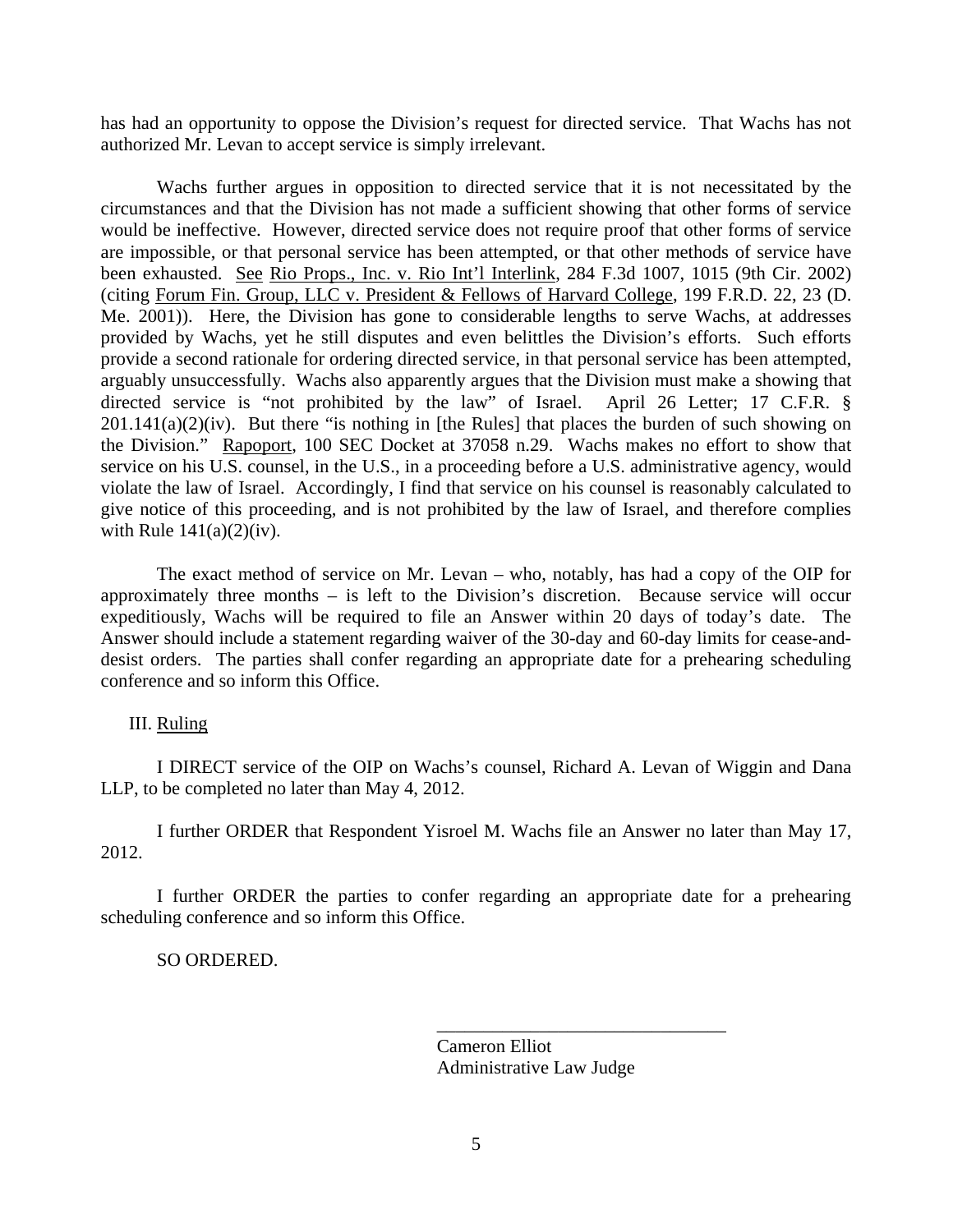has had an opportunity to oppose the Division's request for directed service. That Wachs has not authorized Mr. Levan to accept service is simply irrelevant.

Wachs further argues in opposition to directed service that it is not necessitated by the circumstances and that the Division has not made a sufficient showing that other forms of service would be ineffective. However, directed service does not require proof that other forms of service are impossible, or that personal service has been attempted, or that other methods of service have been exhausted. See Rio Props., Inc. v. Rio Int'l Interlink, 284 F.3d 1007, 1015 (9th Cir. 2002) (citing Forum Fin. Group, LLC v. President & Fellows of Harvard College, 199 F.R.D. 22, 23 (D. Me. 2001)). Here, the Division has gone to considerable lengths to serve Wachs, at addresses provided by Wachs, yet he still disputes and even belittles the Division's efforts. Such efforts provide a second rationale for ordering directed service, in that personal service has been attempted, arguably unsuccessfully. Wachs also apparently argues that the Division must make a showing that directed service is "not prohibited by the law" of Israel. April 26 Letter; 17 C.F.R. § 201.141(a)(2)(iv). But there "is nothing in [the Rules] that places the burden of such showing on the Division." Rapoport, 100 SEC Docket at 37058 n.29. Wachs makes no effort to show that service on his U.S. counsel, in the U.S., in a proceeding before a U.S. administrative agency, would violate the law of Israel. Accordingly, I find that service on his counsel is reasonably calculated to give notice of this proceeding, and is not prohibited by the law of Israel, and therefore complies with Rule 141(a)(2)(iv).

The exact method of service on Mr. Levan – who, notably, has had a copy of the OIP for approximately three months – is left to the Division's discretion. Because service will occur expeditiously, Wachs will be required to file an Answer within 20 days of today's date. The Answer should include a statement regarding waiver of the 30-day and 60-day limits for cease-and-desist orders. The parties shall confer regarding an appropriate date for a prehearing scheduling conference and so inform this Office.

## III. Ruling

I DIRECT service of the OIP on Wachs's counsel, Richard A. Levan of Wiggin and Dana LLP, to be completed no later than May 4, 2012.

I further ORDER that Respondent Yisroel M. Wachs file an Answer no later than May 17, 2012.

I further ORDER the parties to confer regarding an appropriate date for a prehearing scheduling conference and so inform this Office.

SO ORDERED.

_______________________________
Cameron Elliot
Administrative Law Judge